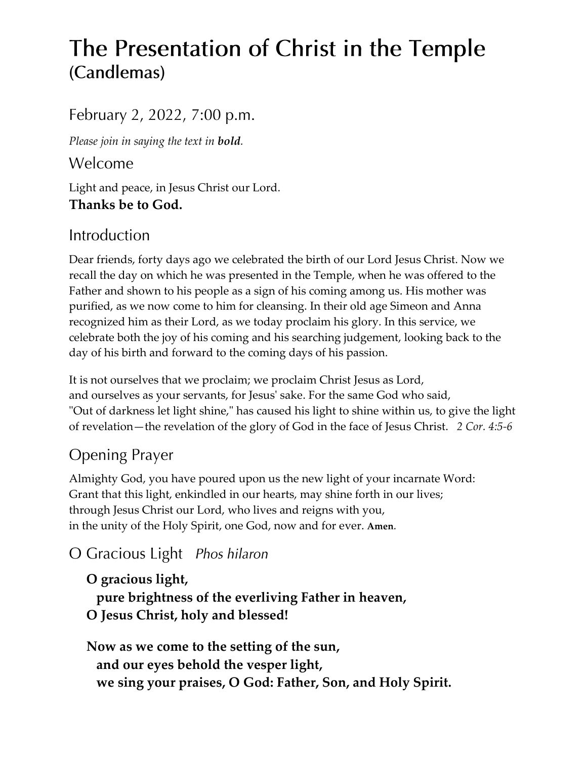# The Presentation of Christ in the Temple (Candlemas)

## February 2, 2022, 7:00 p.m.

*Please join in saying the text in **bold**.*

## Welcome

Light and peace, in Jesus Christ our Lord.
**Thanks be to God.**

## Introduction

Dear friends, forty days ago we celebrated the birth of our Lord Jesus Christ. Now we recall the day on which he was presented in the Temple, when he was offered to the Father and shown to his people as a sign of his coming among us. His mother was purified, as we now come to him for cleansing. In their old age Simeon and Anna recognized him as their Lord, as we today proclaim his glory. In this service, we celebrate both the joy of his coming and his searching judgement, looking back to the day of his birth and forward to the coming days of his passion.

It is not ourselves that we proclaim; we proclaim Christ Jesus as Lord,
and ourselves as your servants, for Jesus' sake. For the same God who said,
"Out of darkness let light shine," has caused his light to shine within us, to give the light of revelation—the revelation of the glory of God in the face of Jesus Christ. *2 Cor. 4:5-6*

## Opening Prayer

Almighty God, you have poured upon us the new light of your incarnate Word:
Grant that this light, enkindled in our hearts, may shine forth in our lives;
through Jesus Christ our Lord, who lives and reigns with you,
in the unity of the Holy Spirit, one God, now and for ever. **Amen.**

## O Gracious Light *Phos hilaron*

**O gracious light,**
**pure brightness of the everliving Father in heaven,**
**O Jesus Christ, holy and blessed!**

**Now as we come to the setting of the sun,**
**and our eyes behold the vesper light,**
**we sing your praises, O God: Father, Son, and Holy Spirit.**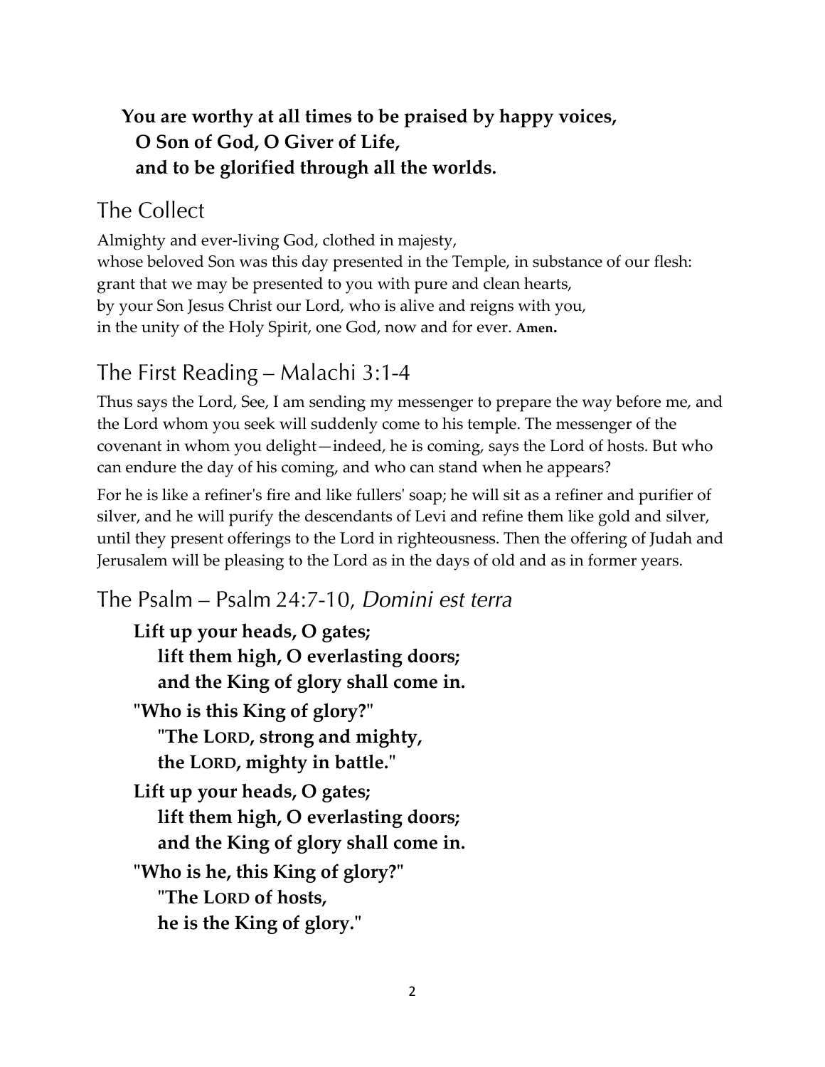**You are worthy at all times to be praised by happy voices,**
**O Son of God, O Giver of Life,**
**and to be glorified through all the worlds.**

## The Collect

Almighty and ever-living God, clothed in majesty,
whose beloved Son was this day presented in the Temple, in substance of our flesh:
grant that we may be presented to you with pure and clean hearts,
by your Son Jesus Christ our Lord, who is alive and reigns with you,
in the unity of the Holy Spirit, one God, now and for ever. **Amen.**

## The First Reading – Malachi 3:1-4

Thus says the Lord, See, I am sending my messenger to prepare the way before me, and the Lord whom you seek will suddenly come to his temple. The messenger of the covenant in whom you delight—indeed, he is coming, says the Lord of hosts. But who can endure the day of his coming, and who can stand when he appears?

For he is like a refiner's fire and like fullers' soap; he will sit as a refiner and purifier of silver, and he will purify the descendants of Levi and refine them like gold and silver, until they present offerings to the Lord in righteousness. Then the offering of Judah and Jerusalem will be pleasing to the Lord as in the days of old and as in former years.

## The Psalm – Psalm 24:7-10, *Domini est terra*

**Lift up your heads, O gates;**
**lift them high, O everlasting doors;**
**and the King of glory shall come in.**
**"Who is this King of glory?"**
**"The LORD, strong and mighty,**
**the LORD, mighty in battle."**
**Lift up your heads, O gates;**
**lift them high, O everlasting doors;**
**and the King of glory shall come in.**
**"Who is he, this King of glory?"**
**"The LORD of hosts,**
**he is the King of glory."**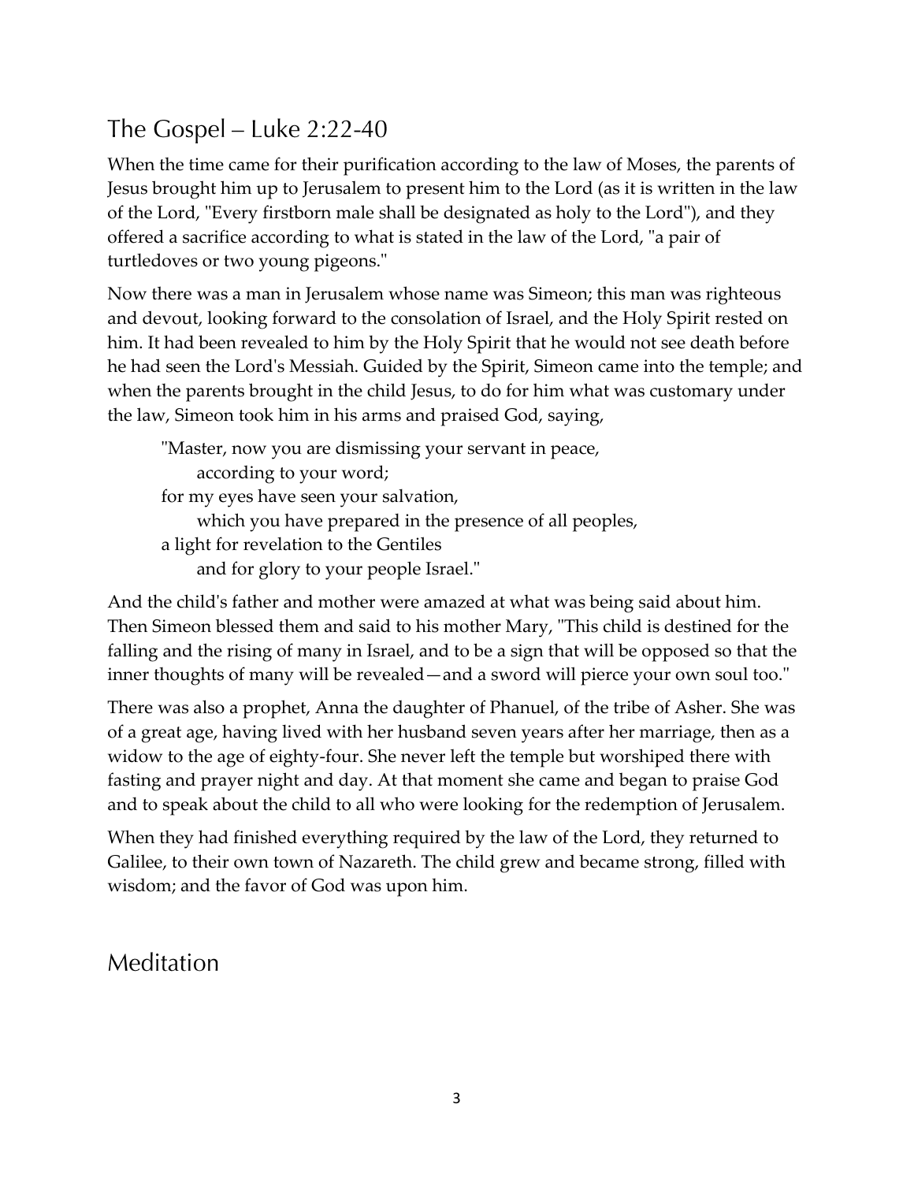## The Gospel – Luke 2:22-40

When the time came for their purification according to the law of Moses, the parents of Jesus brought him up to Jerusalem to present him to the Lord (as it is written in the law of the Lord, "Every firstborn male shall be designated as holy to the Lord"), and they offered a sacrifice according to what is stated in the law of the Lord, "a pair of turtledoves or two young pigeons."

Now there was a man in Jerusalem whose name was Simeon; this man was righteous and devout, looking forward to the consolation of Israel, and the Holy Spirit rested on him. It had been revealed to him by the Holy Spirit that he would not see death before he had seen the Lord's Messiah. Guided by the Spirit, Simeon came into the temple; and when the parents brought in the child Jesus, to do for him what was customary under the law, Simeon took him in his arms and praised God, saying,

> "Master, now you are dismissing your servant in peace,
> &nbsp;&nbsp;&nbsp;&nbsp;according to your word;
> for my eyes have seen your salvation,
> &nbsp;&nbsp;&nbsp;&nbsp;which you have prepared in the presence of all peoples,
> a light for revelation to the Gentiles
> &nbsp;&nbsp;&nbsp;&nbsp;and for glory to your people Israel."

And the child's father and mother were amazed at what was being said about him. Then Simeon blessed them and said to his mother Mary, "This child is destined for the falling and the rising of many in Israel, and to be a sign that will be opposed so that the inner thoughts of many will be revealed—and a sword will pierce your own soul too."

There was also a prophet, Anna the daughter of Phanuel, of the tribe of Asher. She was of a great age, having lived with her husband seven years after her marriage, then as a widow to the age of eighty-four. She never left the temple but worshiped there with fasting and prayer night and day. At that moment she came and began to praise God and to speak about the child to all who were looking for the redemption of Jerusalem.

When they had finished everything required by the law of the Lord, they returned to Galilee, to their own town of Nazareth. The child grew and became strong, filled with wisdom; and the favor of God was upon him.

## Meditation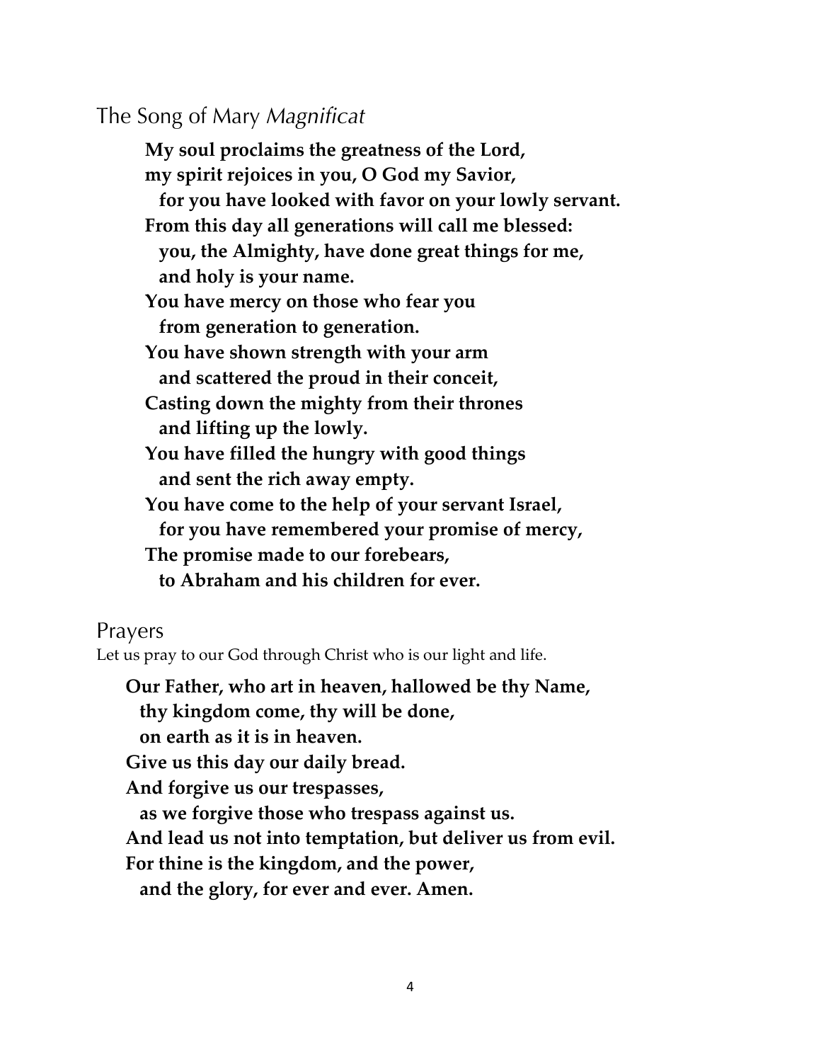## The Song of Mary *Magnificat*

**My soul proclaims the greatness of the Lord,**
**my spirit rejoices in you, O God my Savior,**
**for you have looked with favor on your lowly servant.**
**From this day all generations will call me blessed:**
**you, the Almighty, have done great things for me,**
**and holy is your name.**
**You have mercy on those who fear you**
**from generation to generation.**
**You have shown strength with your arm**
**and scattered the proud in their conceit,**
**Casting down the mighty from their thrones**
**and lifting up the lowly.**
**You have filled the hungry with good things**
**and sent the rich away empty.**
**You have come to the help of your servant Israel,**
**for you have remembered your promise of mercy,**
**The promise made to our forebears,**
**to Abraham and his children for ever.**

## Prayers

Let us pray to our God through Christ who is our light and life.

**Our Father, who art in heaven, hallowed be thy Name,**
**thy kingdom come, thy will be done,**
**on earth as it is in heaven.**
**Give us this day our daily bread.**
**And forgive us our trespasses,**
**as we forgive those who trespass against us.**
**And lead us not into temptation, but deliver us from evil.**
**For thine is the kingdom, and the power,**
**and the glory, for ever and ever. Amen.**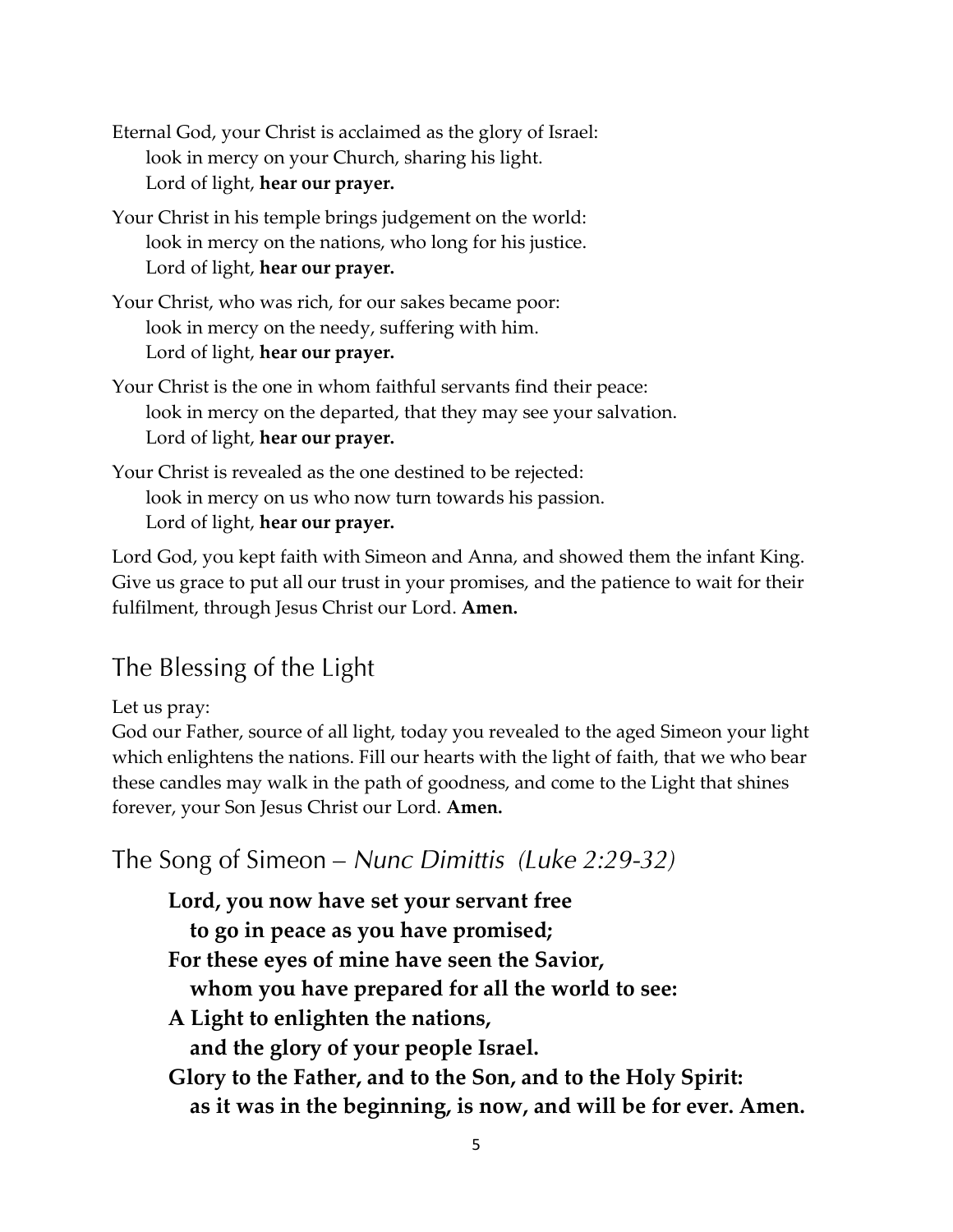Eternal God, your Christ is acclaimed as the glory of Israel:
look in mercy on your Church, sharing his light.
Lord of light, **hear our prayer.**

Your Christ in his temple brings judgement on the world:
look in mercy on the nations, who long for his justice.
Lord of light, **hear our prayer.**

Your Christ, who was rich, for our sakes became poor:
look in mercy on the needy, suffering with him.
Lord of light, **hear our prayer.**

Your Christ is the one in whom faithful servants find their peace:
look in mercy on the departed, that they may see your salvation.
Lord of light, **hear our prayer.**

Your Christ is revealed as the one destined to be rejected:
look in mercy on us who now turn towards his passion.
Lord of light, **hear our prayer.**

Lord God, you kept faith with Simeon and Anna, and showed them the infant King. Give us grace to put all our trust in your promises, and the patience to wait for their fulfilment, through Jesus Christ our Lord. **Amen.**

## The Blessing of the Light

Let us pray:
God our Father, source of all light, today you revealed to the aged Simeon your light which enlightens the nations. Fill our hearts with the light of faith, that we who bear these candles may walk in the path of goodness, and come to the Light that shines forever, your Son Jesus Christ our Lord. **Amen.**

## The Song of Simeon – *Nunc Dimittis (Luke 2:29-32)*

**Lord, you now have set your servant free**
**to go in peace as you have promised;**
**For these eyes of mine have seen the Savior,**
**whom you have prepared for all the world to see:**
**A Light to enlighten the nations,**
**and the glory of your people Israel.**
**Glory to the Father, and to the Son, and to the Holy Spirit:**
**as it was in the beginning, is now, and will be for ever. Amen.**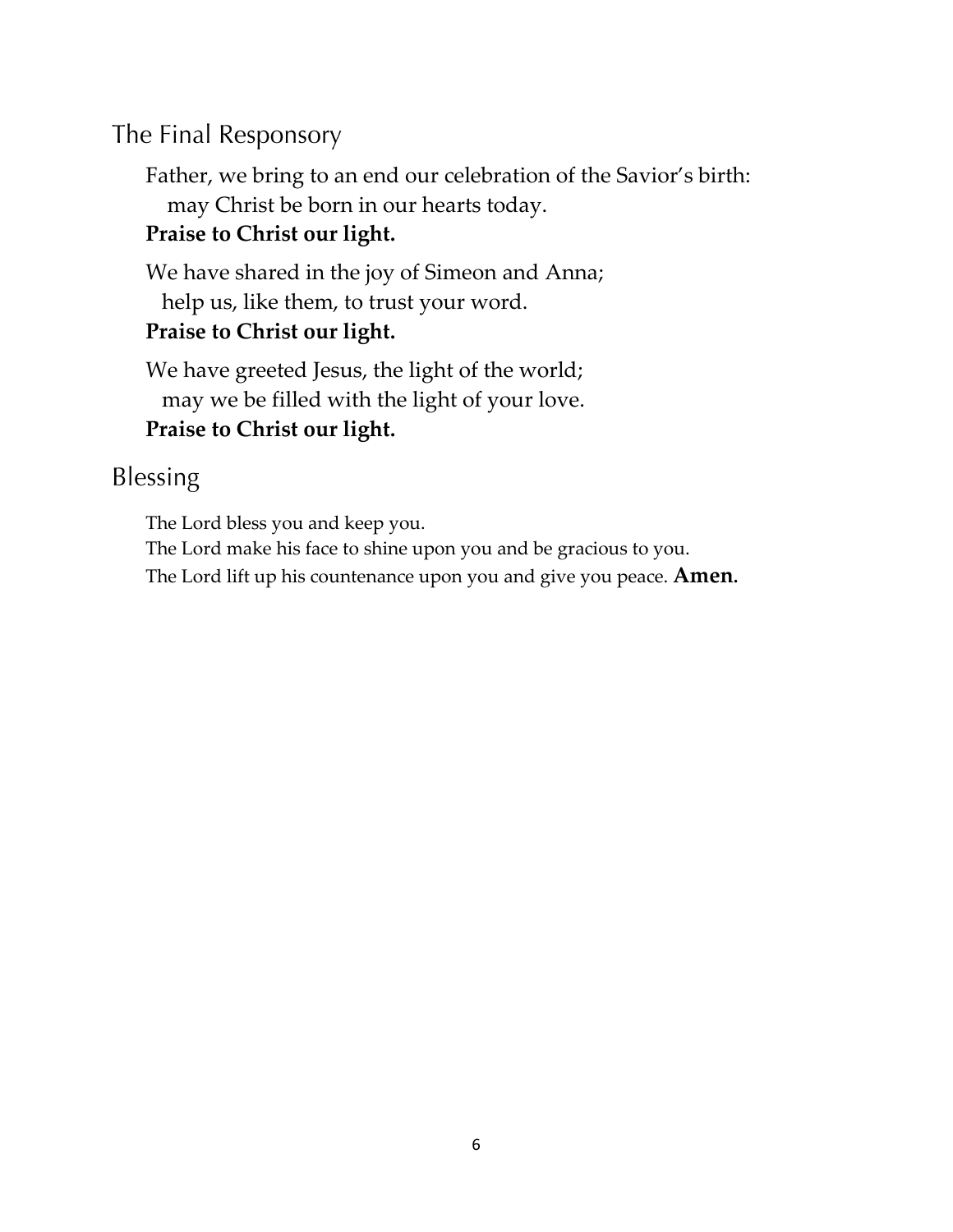## The Final Responsory

Father, we bring to an end our celebration of the Savior's birth:
may Christ be born in our hearts today.
**Praise to Christ our light.**

We have shared in the joy of Simeon and Anna;
help us, like them, to trust your word.
**Praise to Christ our light.**

We have greeted Jesus, the light of the world;
may we be filled with the light of your love.
**Praise to Christ our light.**

## Blessing

The Lord bless you and keep you.
The Lord make his face to shine upon you and be gracious to you.
The Lord lift up his countenance upon you and give you peace. **Amen.**